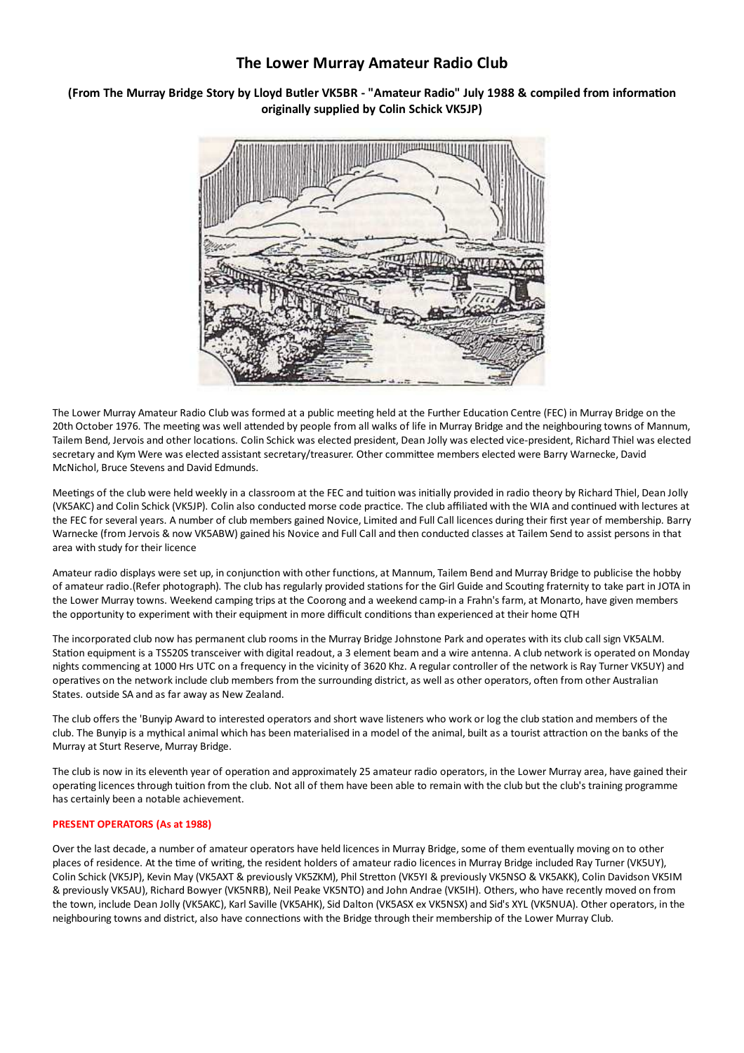# The Lower Murray Amateur Radio Club

### (From The Murray Bridge Story by Lloyd Butler VK5BR - "Amateur Radio" July 1988 & compiled from information originally supplied by Colin Schick VK5JP)

The Lower Murray Amateur Radio Club was formed at a public meeting held at the Further Education Centre (FEC) in Murray Bridge on the 20th October 1976. The meeting was well attended by people from all walks of life in Murray Bridge and the neighbouring towns of Mannum, Tailem Bend, Jervois and other locations. Colin Schick was elected president, Dean Jolly was elected vice-president, Richard Thiel was elected secretary and Kym Were was elected assistant secretary/treasurer. Other committee members elected were Barry Warnecke, David McNichol, Bruce Stevens and David Edmunds.

Meetings of the club were held weekly in a classroom at the FEC and tuition was initially provided in radio theory by Richard Thiel, Dean Jolly (VK5AKC) and Colin Schick (VK5JP). Colin also conducted morse code practice. The club affiliated with the WIA and continued with lectures at the FEC for several years. A number of club members gained Novice, Limited and Full Call licences during their first year of membership. Barry Warnecke (from Jervois & now VK5ABW) gained his Novice and Full Call and then conducted classes at Tailem Send to assist persons in that area with study for their licence

Amateur radio displays were set up, in conjunction with other functions, at Mannum, Tailem Bend and Murray Bridge to publicise the hobby of amateur radio.(Refer photograph). The club has regularly provided stations for the Girl Guide and Scouting fraternity to take part in JOTA in the Lower Murray towns. Weekend camping trips at the Coorong and a weekend camp-in a Frahn's farm, at Monarto, have given members the opportunity to experiment with their equipment in more difficult conditions than experienced at their home QTH

The incorporated club now has permanent club rooms in the Murray Bridge Johnstone Park and operates with its club call sign VK5ALM. Station equipment is a TS520S transceiver with digital readout, a 3 element beam and a wire antenna. A club network is operated on Monday nights commencing at 1000 Hrs UTC on a frequency in the vicinity of 3620 Khz. A regular controller of the network is Ray Turner VK5UY) and operatives on the network include club members from the surrounding district, as well as other operators, often from other Australian States. outside SA and as far away as New Zealand.

The club offers the 'Bunyip Award to interested operators and short wave listeners who work or log the club station and members of the club. The Bunyip is a mythical animal which has been materialised in a model of the animal, built as a tourist attraction on the banks of the Murray at Sturt Reserve, Murray Bridge.

The club is now in its eleventh year of operation and approximately 25 amateur radio operators, in the Lower Murray area, have gained their operating licences through tuition from the club. Not all of them have been able to remain with the club but the club's training programme has certainly been a notable achievement.

#### PRESENT OPERATORS (As at 1988)

Over the last decade, a number of amateur operators have held licences in Murray Bridge, some of them eventually moving on to other places of residence. At the time of writing, the resident holders of amateur radio licences in Murray Bridge included Ray Turner (VK5UY), Colin Schick (VK5JP), Kevin May (VK5AXT & previously VK5ZKM), Phil Stretton (VK5YI & previously VK5NSO & VK5AKK), Colin Davidson VK5IM & previously VK5AU), Richard Bowyer (VK5NRB), Neil Peake VK5NTO) and John Andrae (VK5IH). Others, who have recently moved on from the town, include Dean Jolly (VK5AKC), Karl Saville (VK5AHK), Sid Dalton (VK5ASX ex VK5NSX) and Sid's XYL (VK5NUA). Other operators, in the neighbouring towns and district, also have connections with the Bridge through their membership of the Lower Murray Club.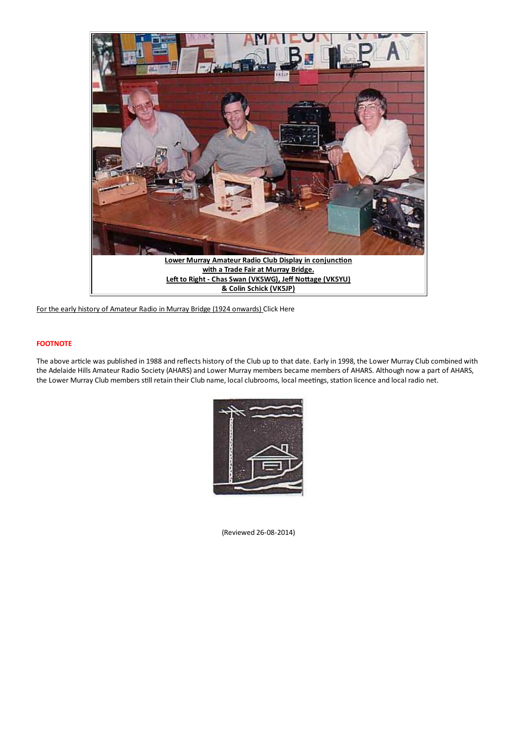**Lower Murray Amateur Radio Club Display in conjunction with a Trade Fair at Murray Bridge. Left to Right - Chas Swan (VK5WG), Jeff Nottage (VK5YU) & Colin Schick (VK5JP)**

For the early history of Amateur Radio in Murray Bridge (1924 onwards) Click Here

**FOOTNOTE**

The above article was published in 1988 and reflects history of the Club up to that date. Early in 1998, the Lower Murray Club combined with the Adelaide Hills Amateur Radio Society (AHARS) and Lower Murray members became members of AHARS. Although now a part of AHARS, the Lower Murray Club members still retain their Club name, local clubrooms, local meetings, station licence and local radio net.

(Reviewed 26-08-2014)